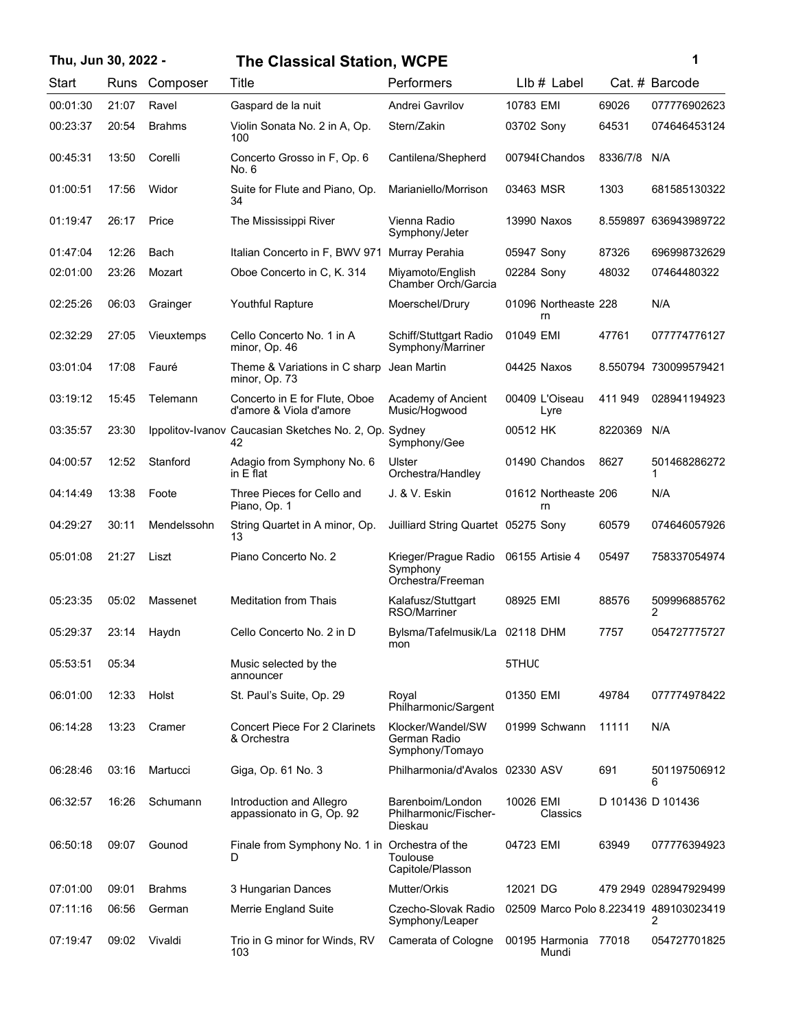# The Classical Station, WCPE

Thu, Jun 30, 2022 -

| Start | Runs | Composer | Title | Performers | LIb # | Label | Cat. # | Barcode |
|---|---|---|---|---|---|---|---|---|
| 00:01:30 | 21:07 | Ravel | Gaspard de la nuit | Andrei Gavrilov | 10783 | EMI | 69026 | 077776902623 |
| 00:23:37 | 20:54 | Brahms | Violin Sonata No. 2 in A, Op. 100 | Stern/Zakin | 03702 | Sony | 64531 | 074646453124 |
| 00:45:31 | 13:50 | Corelli | Concerto Grosso in F, Op. 6 No. 6 | Cantilena/Shepherd | 00794I | Chandos | 8336/7/8 | N/A |
| 01:00:51 | 17:56 | Widor | Suite for Flute and Piano, Op. 34 | Marianiello/Morrison | 03463 | MSR | 1303 | 681585130322 |
| 01:19:47 | 26:17 | Price | The Mississippi River | Vienna Radio Symphony/Jeter | 13990 | Naxos | 8.559897 | 636943989722 |
| 01:47:04 | 12:26 | Bach | Italian Concerto in F, BWV 971 | Murray Perahia | 05947 | Sony | 87326 | 696998732629 |
| 02:01:00 | 23:26 | Mozart | Oboe Concerto in C, K. 314 | Miyamoto/English Chamber Orch/Garcia | 02284 | Sony | 48032 | 07464480322 |
| 02:25:26 | 06:03 | Grainger | Youthful Rapture | Moerschel/Drury | 01096 | Northeastern | 228 | N/A |
| 02:32:29 | 27:05 | Vieuxtemps | Cello Concerto No. 1 in A minor, Op. 46 | Schiff/Stuttgart Radio Symphony/Marriner | 01049 | EMI | 47761 | 077774776127 |
| 03:01:04 | 17:08 | Fauré | Theme & Variations in C sharp minor, Op. 73 | Jean Martin | 04425 | Naxos | 8.550794 | 730099579421 |
| 03:19:12 | 15:45 | Telemann | Concerto in E for Flute, Oboe d'amore & Viola d'amore | Academy of Ancient Music/Hogwood | 00409 | L'Oiseau Lyre | 411 949 | 028941194923 |
| 03:35:57 | 23:30 | Ippolitov-Ivanov | Caucasian Sketches No. 2, Op. 42 | Sydney Symphony/Gee | 00512 | HK | 8220369 | N/A |
| 04:00:57 | 12:52 | Stanford | Adagio from Symphony No. 6 in E flat | Ulster Orchestra/Handley | 01490 | Chandos | 8627 | 5014682862721 |
| 04:14:49 | 13:38 | Foote | Three Pieces for Cello and Piano, Op. 1 | J. & V. Eskin | 01612 | Northeastern | 206 | N/A |
| 04:29:27 | 30:11 | Mendelssohn | String Quartet in A minor, Op. 13 | Juilliard String Quartet | 05275 | Sony | 60579 | 074646057926 |
| 05:01:08 | 21:27 | Liszt | Piano Concerto No. 2 | Krieger/Prague Radio Symphony Orchestra/Freeman | 06155 | Artisie 4 | 05497 | 758337054974 |
| 05:23:35 | 05:02 | Massenet | Meditation from Thais | Kalafusz/Stuttgart RSO/Marriner | 08925 | EMI | 88576 | 5099968857622 |
| 05:29:37 | 23:14 | Haydn | Cello Concerto No. 2 in D | Bylsma/Tafelmusik/Lamon | 02118 | DHM | 7757 | 054727775727 |
| 05:53:51 | 05:34 | | Music selected by the announcer | | 5THUC | | | |
| 06:01:00 | 12:33 | Holst | St. Paul's Suite, Op. 29 | Royal Philharmonic/Sargent | 01350 | EMI | 49784 | 077774978422 |
| 06:14:28 | 13:23 | Cramer | Concert Piece For 2 Clarinets & Orchestra | Klocker/Wandel/SW German Radio Symphony/Tomayo | 01999 | Schwann | 11111 | N/A |
| 06:28:46 | 03:16 | Martucci | Giga, Op. 61 No. 3 | Philharmonia/d'Avalos | 02330 | ASV | 691 | 5011975069126 |
| 06:32:57 | 16:26 | Schumann | Introduction and Allegro appassionato in G, Op. 92 | Barenboim/London Philharmonic/Fischer-Dieskau | 10026 | EMI Classics | D 101436 | D 101436 |
| 06:50:18 | 09:07 | Gounod | Finale from Symphony No. 1 in D | Orchestra of the Toulouse Capitole/Plasson | 04723 | EMI | 63949 | 077776394923 |
| 07:01:00 | 09:01 | Brahms | 3 Hungarian Dances | Mutter/Orkis | 12021 | DG | 479 2949 | 028947929499 |
| 07:11:16 | 06:56 | German | Merrie England Suite | Czecho-Slovak Radio Symphony/Leaper | 02509 | Marco Polo | 8.223419 | 4891030234192 |
| 07:19:47 | 09:02 | Vivaldi | Trio in G minor for Winds, RV 103 | Camerata of Cologne | 00195 | Harmonia Mundi | 77018 | 054727701825 |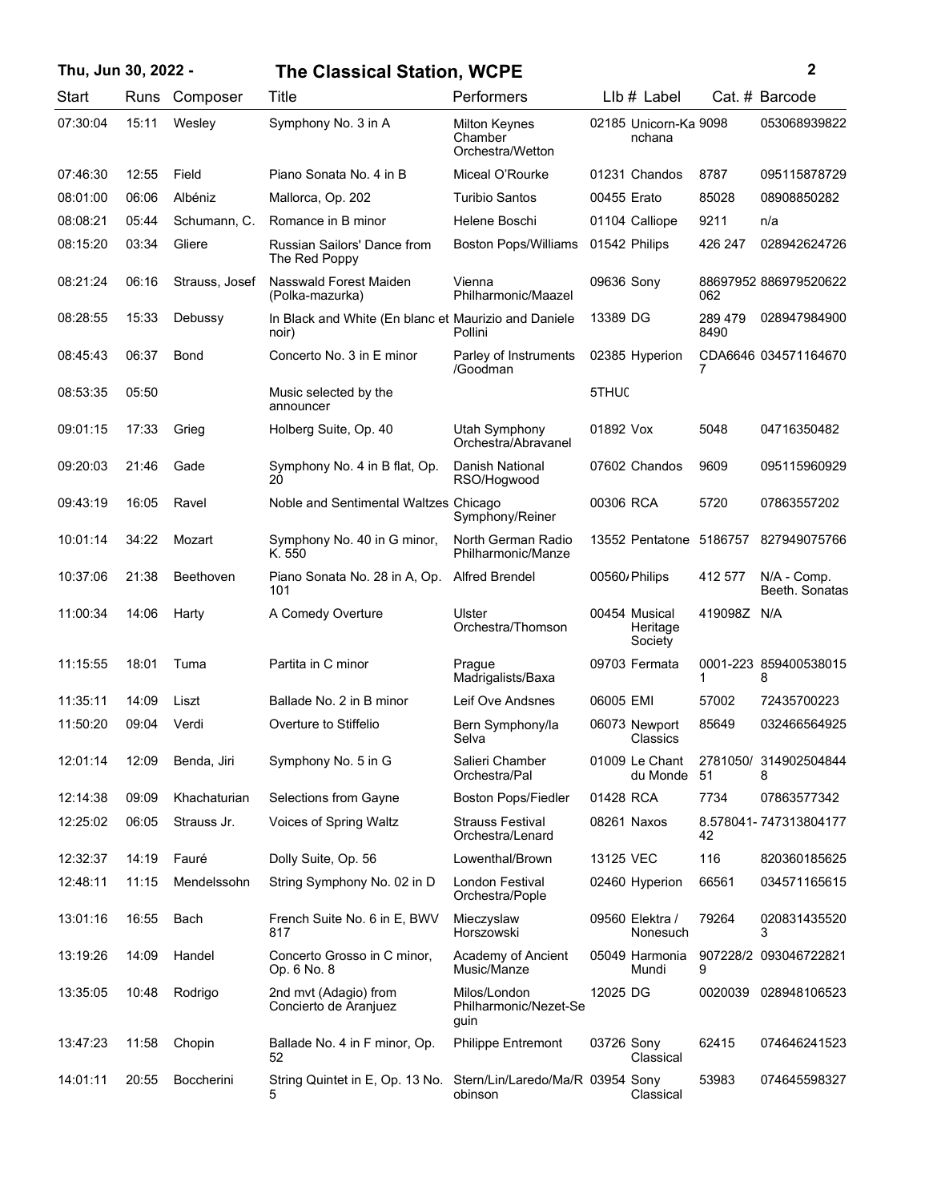# The Classical Station, WCPE

Thu, Jun 30, 2022 -

| Start | Runs | Composer | Title | Performers | LIb # | Label | Cat. # | Barcode |
|---|---|---|---|---|---|---|---|---|
| 07:30:04 | 15:11 | Wesley | Symphony No. 3 in A | Milton Keynes Chamber Orchestra/Wetton | 02185 | Unicorn-Kanchana | 9098 | 053068939822 |
| 07:46:30 | 12:55 | Field | Piano Sonata No. 4 in B | Miceal O'Rourke | 01231 | Chandos | 8787 | 095115878729 |
| 08:01:00 | 06:06 | Albéniz | Mallorca, Op. 202 | Turibio Santos | 00455 | Erato | 85028 | 08908850282 |
| 08:08:21 | 05:44 | Schumann, C. | Romance in B minor | Helene Boschi | 01104 | Calliope | 9211 | n/a |
| 08:15:20 | 03:34 | Gliere | Russian Sailors' Dance from The Red Poppy | Boston Pops/Williams | 01542 | Philips | 426 247 | 028942624726 |
| 08:21:24 | 06:16 | Strauss, Josef | Nasswald Forest Maiden (Polka-mazurka) | Vienna Philharmonic/Maazel | 09636 | Sony | 88697952062 | 886979520622 |
| 08:28:55 | 15:33 | Debussy | In Black and White (En blanc et noir) | Maurizio and Daniele Pollini | 13389 | DG | 289 479 8490 | 028947984900 |
| 08:45:43 | 06:37 | Bond | Concerto No. 3 in E minor | Parley of Instruments /Goodman | 02385 | Hyperion | CDA66467 | 034571164670 |
| 08:53:35 | 05:50 | | Music selected by the announcer | | 5THUC | | | |
| 09:01:15 | 17:33 | Grieg | Holberg Suite, Op. 40 | Utah Symphony Orchestra/Abravanel | 01892 | Vox | 5048 | 04716350482 |
| 09:20:03 | 21:46 | Gade | Symphony No. 4 in B flat, Op. 20 | Danish National RSO/Hogwood | 07602 | Chandos | 9609 | 095115960929 |
| 09:43:19 | 16:05 | Ravel | Noble and Sentimental Waltzes | Chicago Symphony/Reiner | 00306 | RCA | 5720 | 07863557202 |
| 10:01:14 | 34:22 | Mozart | Symphony No. 40 in G minor, K. 550 | North German Radio Philharmonic/Manze | 13552 | Pentatone | 5186757 | 827949075766 |
| 10:37:06 | 21:38 | Beethoven | Piano Sonata No. 28 in A, Op. 101 | Alfred Brendel | 00560/ | Philips | 412 577 | N/A - Comp. Beeth. Sonatas |
| 11:00:34 | 14:06 | Harty | A Comedy Overture | Ulster Orchestra/Thomson | 00454 | Musical Heritage Society | 419098Z | N/A |
| 11:15:55 | 18:01 | Tuma | Partita in C minor | Prague Madrigalists/Baxa | 09703 | Fermata | 0001-2231 | 8594005380158 |
| 11:35:11 | 14:09 | Liszt | Ballade No. 2 in B minor | Leif Ove Andsnes | 06005 | EMI | 57002 | 72435700223 |
| 11:50:20 | 09:04 | Verdi | Overture to Stiffelio | Bern Symphony/la Selva | 06073 | Newport Classics | 85649 | 032466564925 |
| 12:01:14 | 12:09 | Benda, Jiri | Symphony No. 5 in G | Salieri Chamber Orchestra/Pal | 01009 | Le Chant du Monde | 2781050/51 | 3149025048448 |
| 12:14:38 | 09:09 | Khachaturian | Selections from Gayne | Boston Pops/Fiedler | 01428 | RCA | 7734 | 07863577342 |
| 12:25:02 | 06:05 | Strauss Jr. | Voices of Spring Waltz | Strauss Festival Orchestra/Lenard | 08261 | Naxos | 8.578041-42 | 747313804177 |
| 12:32:37 | 14:19 | Fauré | Dolly Suite, Op. 56 | Lowenthal/Brown | 13125 | VEC | 116 | 820360185625 |
| 12:48:11 | 11:15 | Mendelssohn | String Symphony No. 02 in D | London Festival Orchestra/Pople | 02460 | Hyperion | 66561 | 034571165615 |
| 13:01:16 | 16:55 | Bach | French Suite No. 6 in E, BWV 817 | Mieczyslaw Horszowski | 09560 | Elektra / Nonesuch | 79264 | 0208314355203 |
| 13:19:26 | 14:09 | Handel | Concerto Grosso in C minor, Op. 6 No. 8 | Academy of Ancient Music/Manze | 05049 | Harmonia Mundi | 907228/29 | 093046722821 |
| 13:35:05 | 10:48 | Rodrigo | 2nd mvt (Adagio) from Concierto de Aranjuez | Milos/London Philharmonic/Nezet-Seguin | 12025 | DG | 0020039 | 028948106523 |
| 13:47:23 | 11:58 | Chopin | Ballade No. 4 in F minor, Op. 52 | Philippe Entremont | 03726 | Sony Classical | 62415 | 074646241523 |
| 14:01:11 | 20:55 | Boccherini | String Quintet in E, Op. 13 No. 5 | Stern/Lin/Laredo/Ma/Robinson | 03954 | Sony Classical | 53983 | 074645598327 |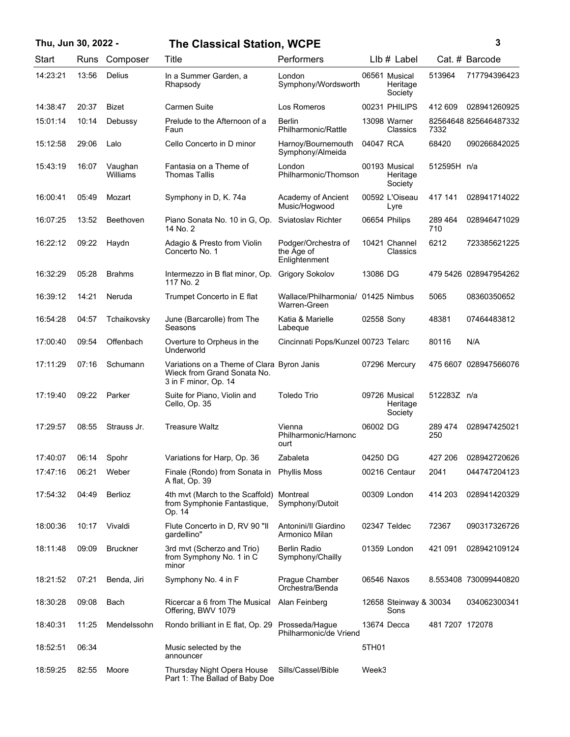# Thu, Jun 30, 2022 - The Classical Station, WCPE

| Start | Runs | Composer | Title | Performers | LIb # | Label | Cat. # | Barcode |
|---|---|---|---|---|---|---|---|---|
| 14:23:21 | 13:56 | Delius | In a Summer Garden, a Rhapsody | London Symphony/Wordsworth | 06561 | Musical Heritage Society | 513964 | 717794396423 |
| 14:38:47 | 20:37 | Bizet | Carmen Suite | Los Romeros | 00231 | PHILIPS | 412 609 | 028941260925 |
| 15:01:14 | 10:14 | Debussy | Prelude to the Afternoon of a Faun | Berlin Philharmonic/Rattle | 13098 | Warner Classics | 825646487332 | 825646487332 |
| 15:12:58 | 29:06 | Lalo | Cello Concerto in D minor | Harnoy/Bournemouth Symphony/Almeida | 04047 | RCA | 68420 | 090266842025 |
| 15:43:19 | 16:07 | Vaughan Williams | Fantasia on a Theme of Thomas Tallis | London Philharmonic/Thomson | 00193 | Musical Heritage Society | 512595H | n/a |
| 16:00:41 | 05:49 | Mozart | Symphony in D, K. 74a | Academy of Ancient Music/Hogwood | 00592 | L'Oiseau Lyre | 417 141 | 028941714022 |
| 16:07:25 | 13:52 | Beethoven | Piano Sonata No. 10 in G, Op. 14 No. 2 | Sviatoslav Richter | 06654 | Philips | 289 464 710 | 028946471029 |
| 16:22:12 | 09:22 | Haydn | Adagio & Presto from Violin Concerto No. 1 | Podger/Orchestra of the Age of Enlightenment | 10421 | Channel Classics | 6212 | 723385621225 |
| 16:32:29 | 05:28 | Brahms | Intermezzo in B flat minor, Op. 117 No. 2 | Grigory Sokolov | 13086 | DG | 479 5426 | 028947954262 |
| 16:39:12 | 14:21 | Neruda | Trumpet Concerto in E flat | Wallace/Philharmonia/ Warren-Green | 01425 | Nimbus | 5065 | 08360350652 |
| 16:54:28 | 04:57 | Tchaikovsky | June (Barcarolle) from The Seasons | Katia & Marielle Labeque | 02558 | Sony | 48381 | 07464483812 |
| 17:00:40 | 09:54 | Offenbach | Overture to Orpheus in the Underworld | Cincinnati Pops/Kunzel | 00723 | Telarc | 80116 | N/A |
| 17:11:29 | 07:16 | Schumann | Variations on a Theme of Clara Wieck from Grand Sonata No. 3 in F minor, Op. 14 | Byron Janis | 07296 | Mercury | 475 6607 | 028947566076 |
| 17:19:40 | 09:22 | Parker | Suite for Piano, Violin and Cello, Op. 35 | Toledo Trio | 09726 | Musical Heritage Society | 512283Z | n/a |
| 17:29:57 | 08:55 | Strauss Jr. | Treasure Waltz | Vienna Philharmonic/Harnoncourt | 06002 | DG | 289 474 250 | 028947425021 |
| 17:40:07 | 06:14 | Spohr | Variations for Harp, Op. 36 | Zabaleta | 04250 | DG | 427 206 | 028942720626 |
| 17:47:16 | 06:21 | Weber | Finale (Rondo) from Sonata in A flat, Op. 39 | Phyllis Moss | 00216 | Centaur | 2041 | 044747204123 |
| 17:54:32 | 04:49 | Berlioz | 4th mvt (March to the Scaffold) from Symphonie Fantastique, Op. 14 | Montreal Symphony/Dutoit | 00309 | London | 414 203 | 028941420329 |
| 18:00:36 | 10:17 | Vivaldi | Flute Concerto in D, RV 90 "Il gardellino" | Antonini/Il Giardino Armonico Milan | 02347 | Teldec | 72367 | 090317326726 |
| 18:11:48 | 09:09 | Bruckner | 3rd mvt (Scherzo and Trio) from Symphony No. 1 in C minor | Berlin Radio Symphony/Chailly | 01359 | London | 421 091 | 028942109124 |
| 18:21:52 | 07:21 | Benda, Jiri | Symphony No. 4 in F | Prague Chamber Orchestra/Benda | 06546 | Naxos | 8.553408 | 730099440820 |
| 18:30:28 | 09:08 | Bach | Ricercar a 6 from The Musical Offering, BWV 1079 | Alan Feinberg | 12658 | Steinway & Sons | 30034 | 034062300341 |
| 18:40:31 | 11:25 | Mendelssohn | Rondo brilliant in E flat, Op. 29 | Prosseda/Hague Philharmonic/de Vriend | 13674 | Decca | 481 7207 | 172078 |
| 18:52:51 | 06:34 | | Music selected by the announcer | | 5TH01 | | | |
| 18:59:25 | 82:55 | Moore | Thursday Night Opera House Part 1: The Ballad of Baby Doe | Sills/Cassel/Bible | Week3 | | | |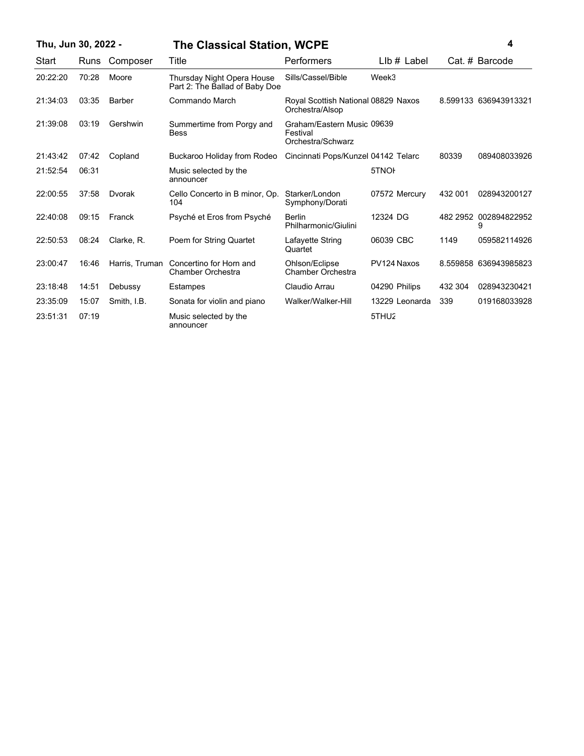**Thu, Jun 30, 2022 -** **The Classical Station, WCPE**

| Start | Runs | Composer | Title | Performers | LIb # | Label | Cat. # | Barcode |
|---|---|---|---|---|---|---|---|---|
| 20:22:20 | 70:28 | Moore | Thursday Night Opera House Part 2: The Ballad of Baby Doe | Sills/Cassel/Bible | Week3 | | | |
| 21:34:03 | 03:35 | Barber | Commando March | Royal Scottish National Orchestra/Alsop | 08829 | Naxos | 8.599133 | 636943913321 |
| 21:39:08 | 03:19 | Gershwin | Summertime from Porgy and Bess | Graham/Eastern Music Festival Orchestra/Schwarz | 09639 | | | |
| 21:43:42 | 07:42 | Copland | Buckaroo Holiday from Rodeo | Cincinnati Pops/Kunzel | 04142 | Telarc | 80339 | 089408033926 |
| 21:52:54 | 06:31 | | Music selected by the announcer | | 5TNOI | | | |
| 22:00:55 | 37:58 | Dvorak | Cello Concerto in B minor, Op. 104 | Starker/London Symphony/Dorati | 07572 | Mercury | 432 001 | 028943200127 |
| 22:40:08 | 09:15 | Franck | Psyché et Eros from Psyché | Berlin Philharmonic/Giulini | 12324 | DG | 482 2952 | 0028948229529 |
| 22:50:53 | 08:24 | Clarke, R. | Poem for String Quartet | Lafayette String Quartet | 06039 | CBC | 1149 | 059582114926 |
| 23:00:47 | 16:46 | Harris, Truman | Concertino for Horn and Chamber Orchestra | Ohlson/Eclipse Chamber Orchestra | PV124 | Naxos | 8.559858 | 636943985823 |
| 23:18:48 | 14:51 | Debussy | Estampes | Claudio Arrau | 04290 | Philips | 432 304 | 028943230421 |
| 23:35:09 | 15:07 | Smith, I.B. | Sonata for violin and piano | Walker/Walker-Hill | 13229 | Leonarda | 339 | 019168033928 |
| 23:51:31 | 07:19 | | Music selected by the announcer | | 5THU2 | | | |